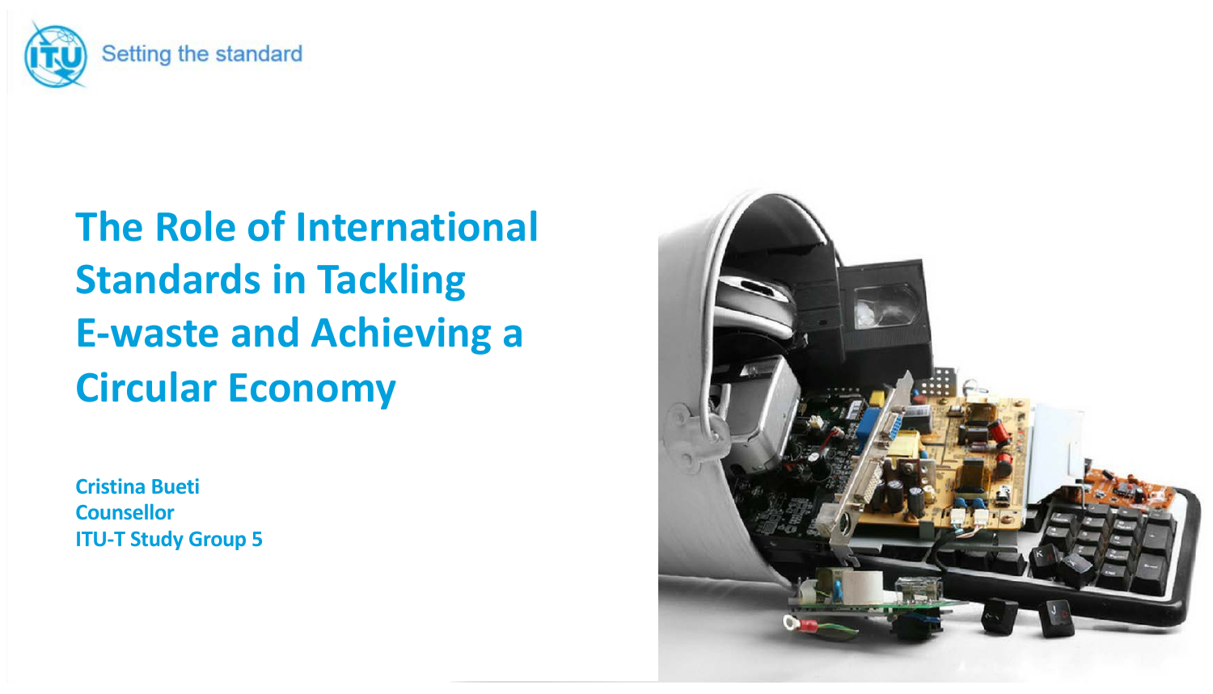Setting the standard

# The Role of International Standards in Tackling E-waste and Achieving a Circular Economy

**Cristina Bueti**
**Counsellor**
**ITU-T Study Group 5**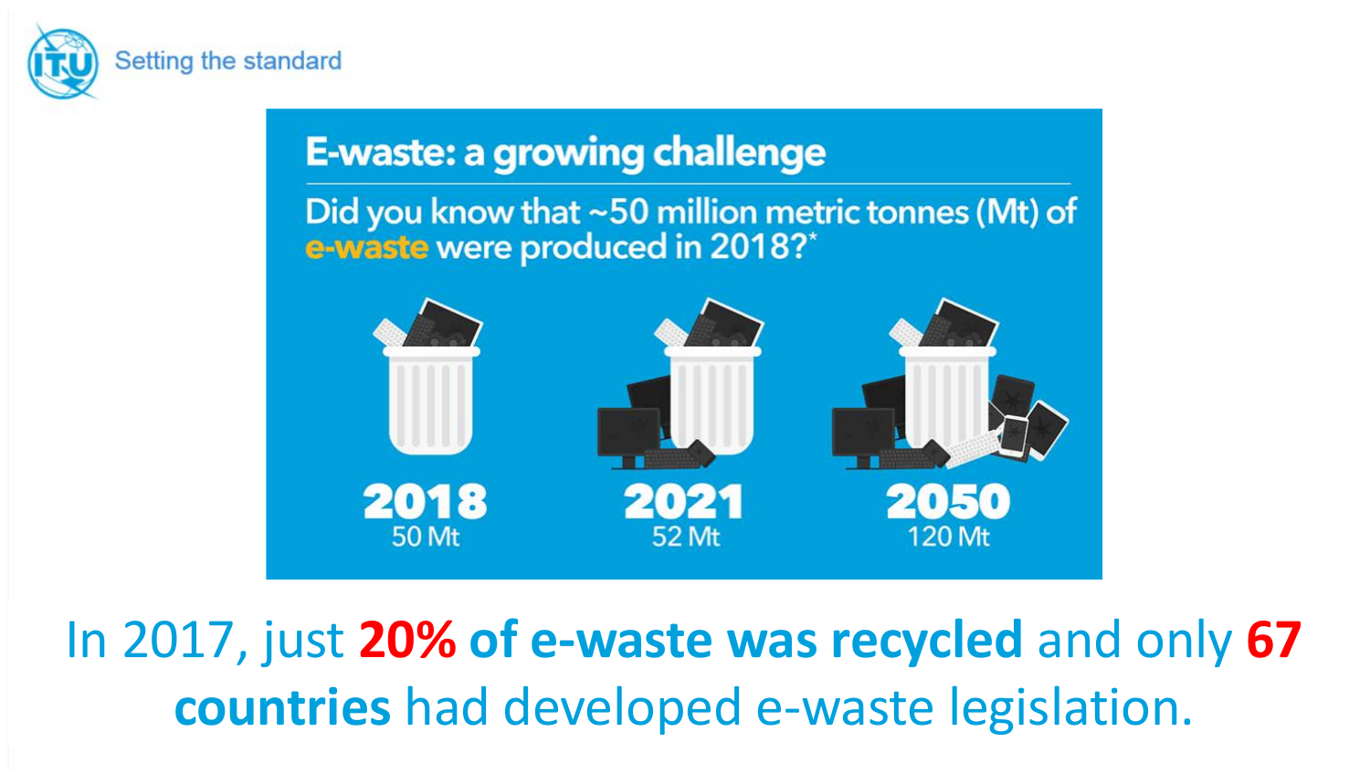## E-waste: a growing challenge

Did you know that ~50 million metric tonnes (Mt) of e-waste were produced in 2018?*

| 2018 | 2021 | 2050 |
|---|---|---|
| 50 Mt | 52 Mt | 120 Mt |

In 2017, just **20% of e-waste was recycled** and only **67 countries** had developed e-waste legislation.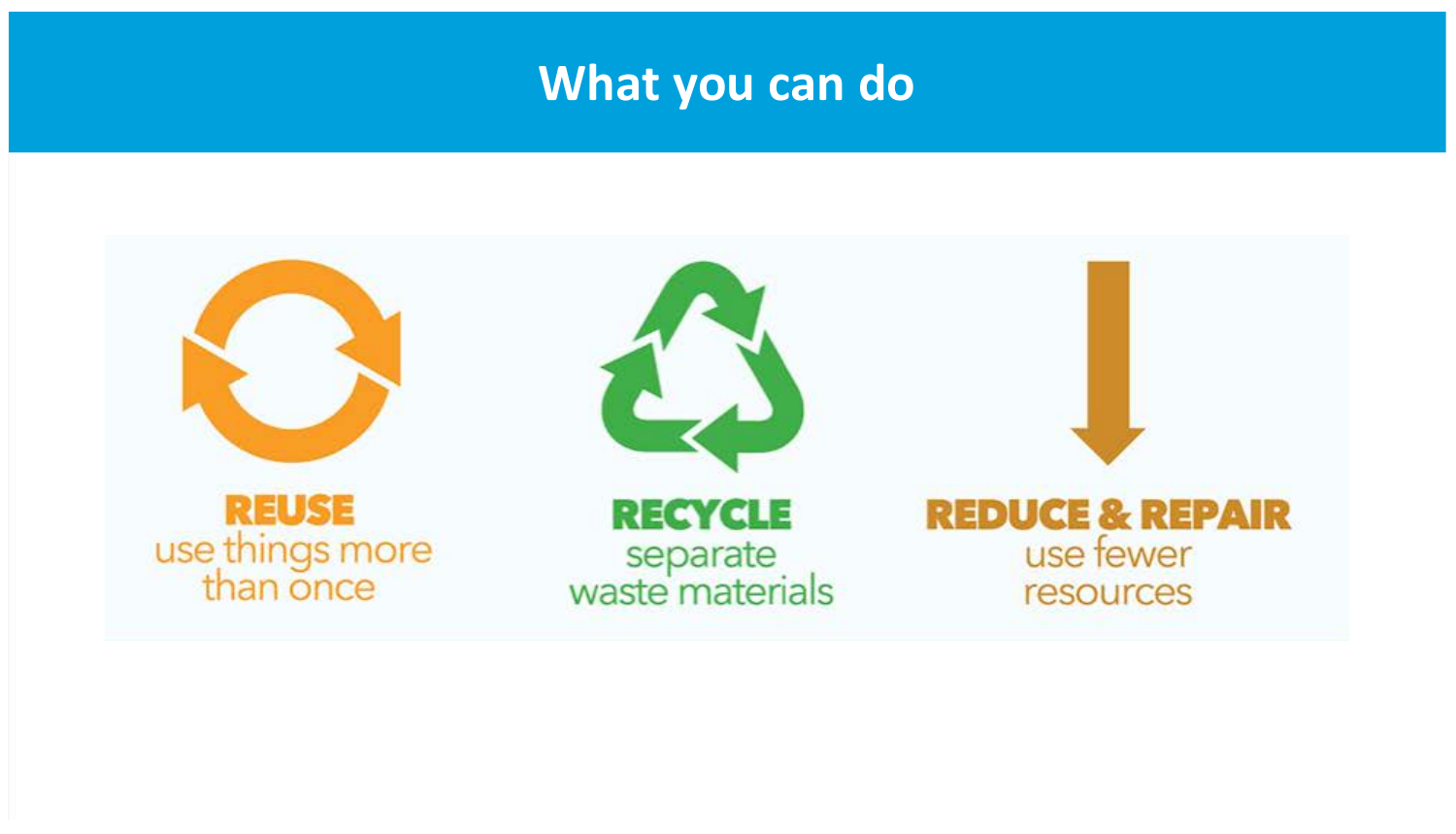# What you can do

**REUSE**
use things more than once

**RECYCLE**
separate waste materials

**REDUCE & REPAIR**
use fewer resources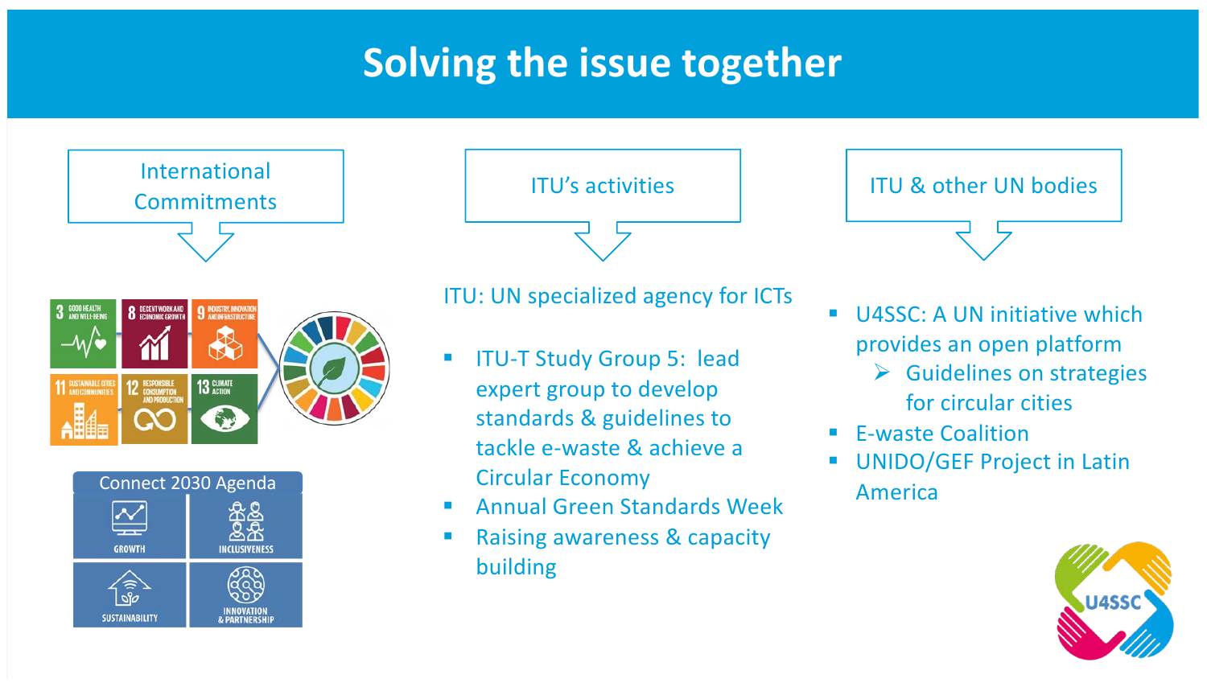# Solving the issue together

## International Commitments

3 GOOD HEALTH AND WELL-BEING
8 DECENT WORK AND ECONOMIC GROWTH
9 INDUSTRY, INNOVATION AND INFRASTRUCTURE
11 SUSTAINABLE CITIES AND COMMUNITIES
12 RESPONSIBLE CONSUMPTION AND PRODUCTION
13 CLIMATE ACTION

Connect 2030 Agenda

- GROWTH
- INCLUSIVENESS
- SUSTAINABILITY
- INNOVATION & PARTNERSHIP

## ITU's activities

ITU: UN specialized agency for ICTs

- ITU-T Study Group 5: lead expert group to develop standards & guidelines to tackle e-waste & achieve a Circular Economy
- Annual Green Standards Week
- Raising awareness & capacity building

## ITU & other UN bodies

- U4SSC: A UN initiative which provides an open platform
  - Guidelines on strategies for circular cities
- E-waste Coalition
- UNIDO/GEF Project in Latin America

U4SSC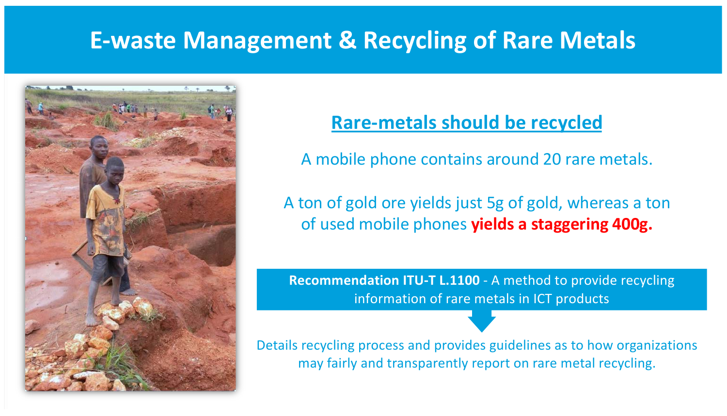# E-waste Management & Recycling of Rare Metals

## Rare-metals should be recycled

A mobile phone contains around 20 rare metals.

A ton of gold ore yields just 5g of gold, whereas a ton of used mobile phones **yields a staggering 400g.**

**Recommendation ITU-T L.1100** - A method to provide recycling information of rare metals in ICT products

Details recycling process and provides guidelines as to how organizations may fairly and transparently report on rare metal recycling.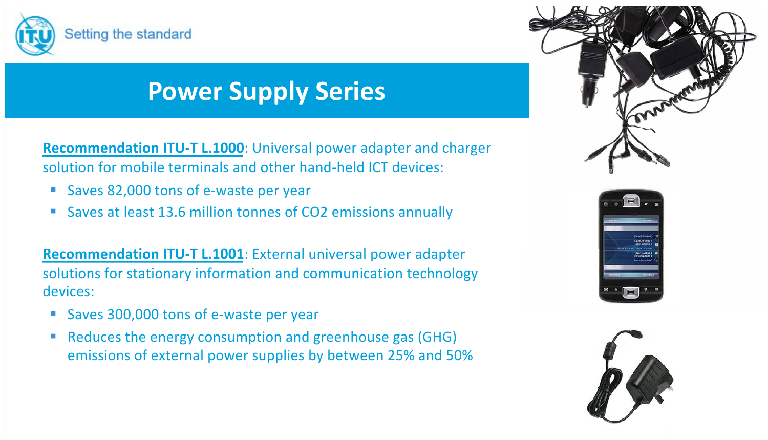# Power Supply Series

**Recommendation ITU-T L.1000**: Universal power adapter and charger solution for mobile terminals and other hand-held ICT devices:

- Saves 82,000 tons of e-waste per year
- Saves at least 13.6 million tonnes of $CO_2$ emissions annually

**Recommendation ITU-T L.1001**: External universal power adapter solutions for stationary information and communication technology devices:

- Saves 300,000 tons of e-waste per year
- Reduces the energy consumption and greenhouse gas (GHG) emissions of external power supplies by between 25% and 50%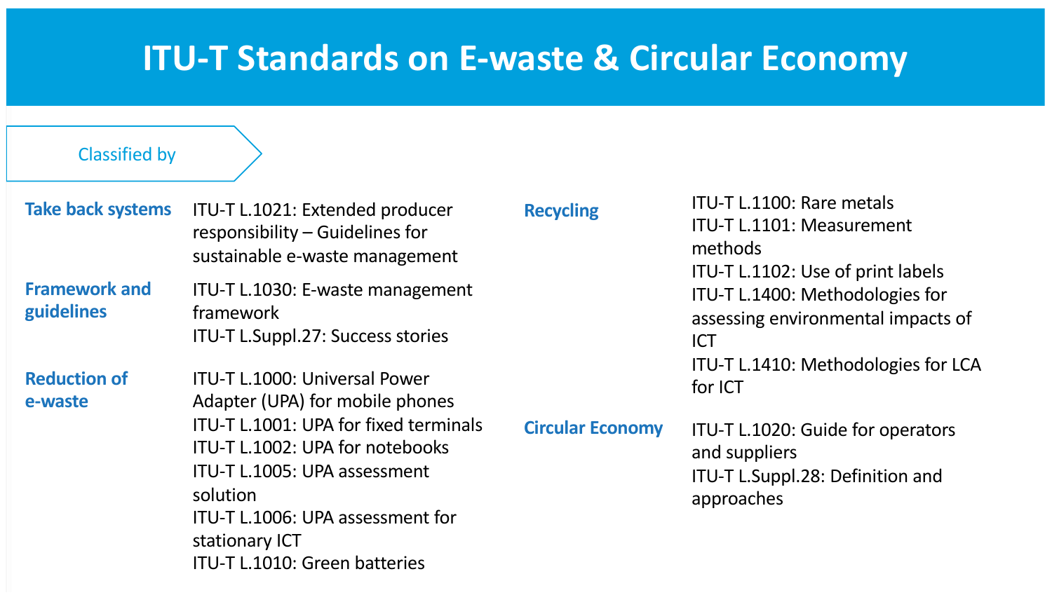# ITU-T Standards on E-waste & Circular Economy

Classified by

### Take back systems

- ITU-T L.1021: Extended producer responsibility – Guidelines for sustainable e-waste management

### Framework and guidelines

- ITU-T L.1030: E-waste management framework
- ITU-T L.Suppl.27: Success stories

### Reduction of e-waste

- ITU-T L.1000: Universal Power Adapter (UPA) for mobile phones
- ITU-T L.1001: UPA for fixed terminals
- ITU-T L.1002: UPA for notebooks
- ITU-T L.1005: UPA assessment solution
- ITU-T L.1006: UPA assessment for stationary ICT
- ITU-T L.1010: Green batteries

### Recycling

- ITU-T L.1100: Rare metals
- ITU-T L.1101: Measurement methods
- ITU-T L.1102: Use of print labels
- ITU-T L.1400: Methodologies for assessing environmental impacts of ICT
- ITU-T L.1410: Methodologies for LCA for ICT

### Circular Economy

- ITU-T L.1020: Guide for operators and suppliers
- ITU-T L.Suppl.28: Definition and approaches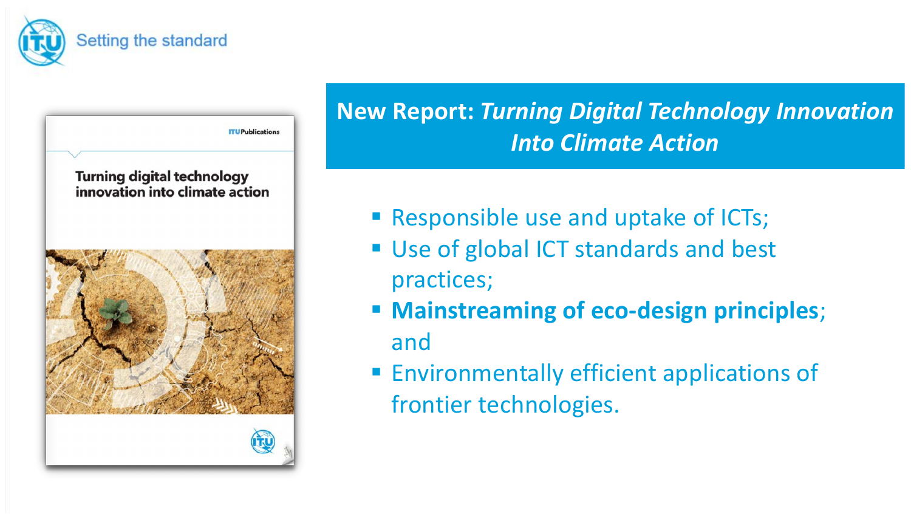## New Report: *Turning Digital Technology Innovation Into Climate Action*

- Responsible use and uptake of ICTs;
- Use of global ICT standards and best practices;
- **Mainstreaming of eco-design principles**; and
- Environmentally efficient applications of frontier technologies.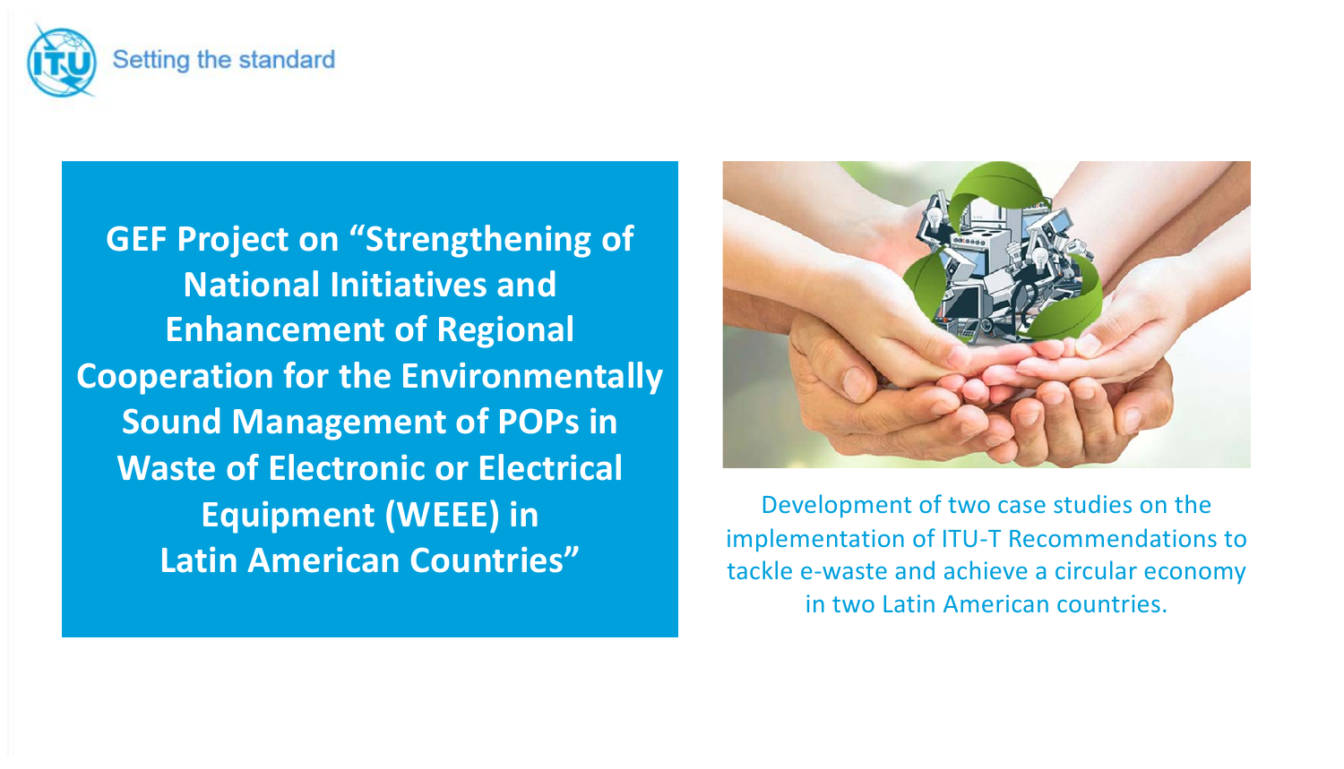# GEF Project on "Strengthening of National Initiatives and Enhancement of Regional Cooperation for the Environmentally Sound Management of POPs in Waste of Electronic or Electrical Equipment (WEEE) in Latin American Countries"

Development of two case studies on the implementation of ITU-T Recommendations to tackle e-waste and achieve a circular economy in two Latin American countries.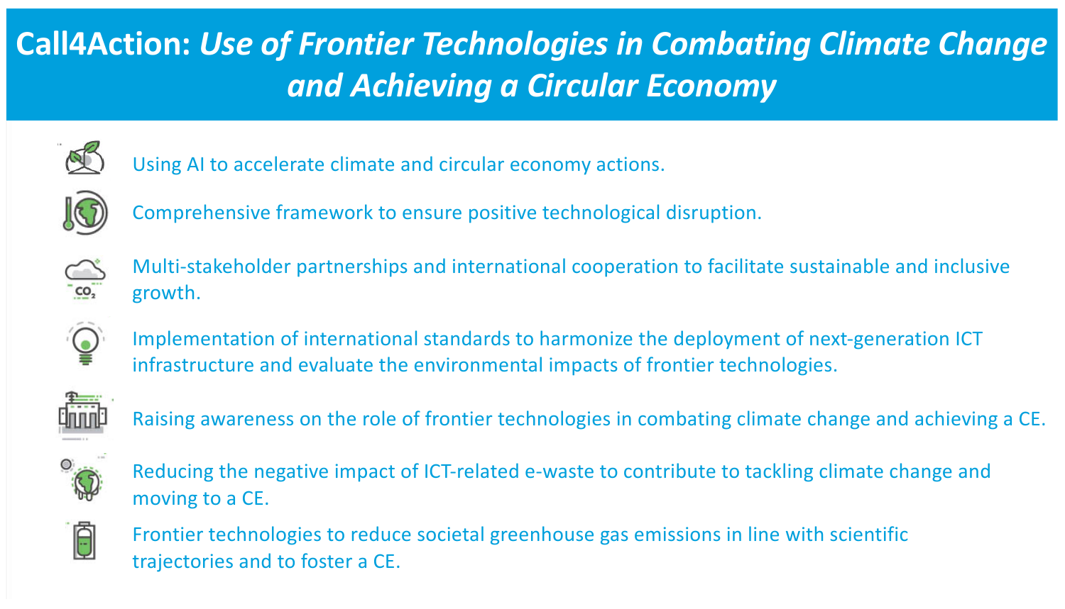# Call4Action: *Use of Frontier Technologies in Combating Climate Change and Achieving a Circular Economy*

- Using AI to accelerate climate and circular economy actions.
- Comprehensive framework to ensure positive technological disruption.
- Multi-stakeholder partnerships and international cooperation to facilitate sustainable and inclusive growth.
- Implementation of international standards to harmonize the deployment of next-generation ICT infrastructure and evaluate the environmental impacts of frontier technologies.
- Raising awareness on the role of frontier technologies in combating climate change and achieving a CE.
- Reducing the negative impact of ICT-related e-waste to contribute to tackling climate change and moving to a CE.
- Frontier technologies to reduce societal greenhouse gas emissions in line with scientific trajectories and to foster a CE.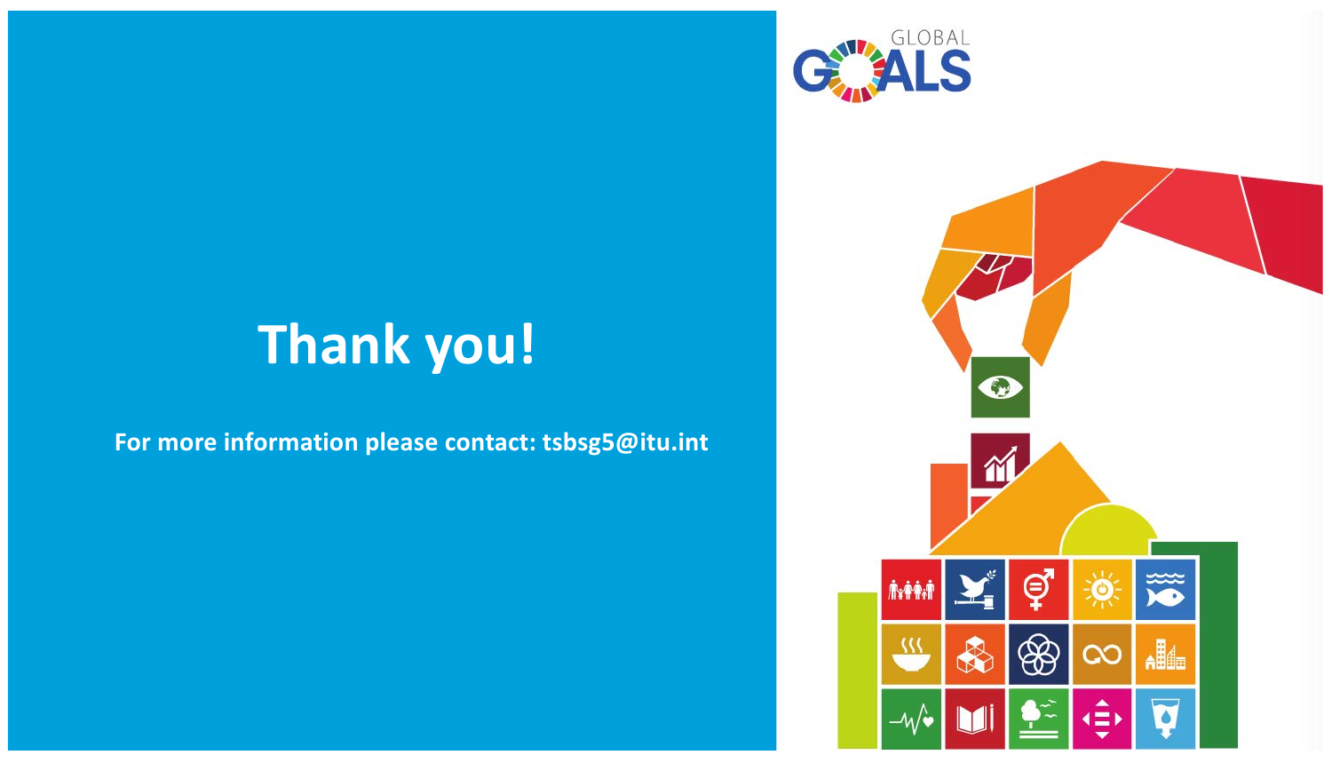# Thank you!

**For more information please contact: tsbsg5@itu.int**